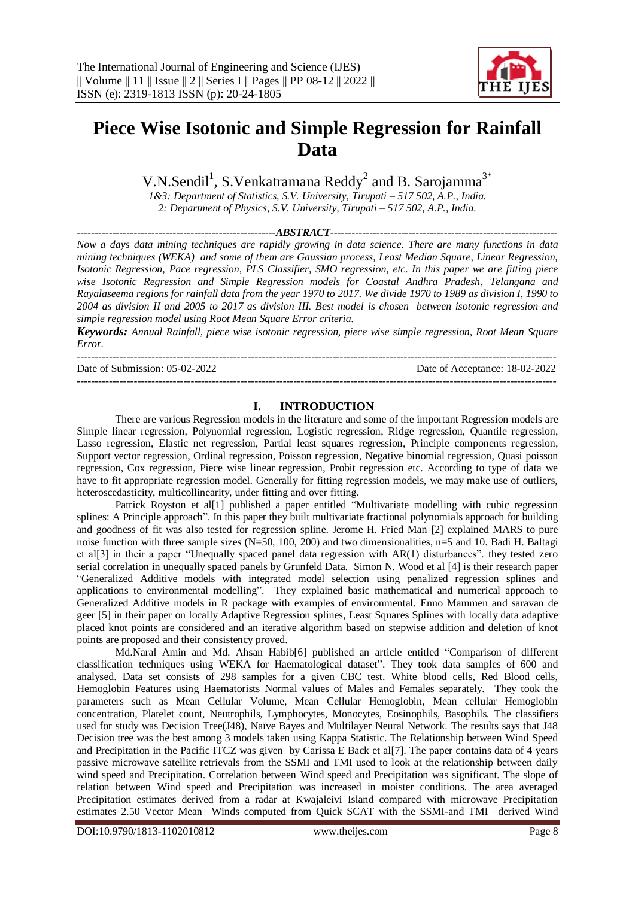# Piece Wise Isotonic and Simple Regression for Rainfall Data

V.N.Sendil[1], S.Venkatramana Reddy[2] and B. Sarojamma[3*]

*1&3: Department of Statistics, S.V. University, Tirupati – 517 502, A.P., India.*
*2: Department of Physics, S.V. University, Tirupati – 517 502, A.P., India.*

**ABSTRACT**

*Now a days data mining techniques are rapidly growing in data science. There are many functions in data mining techniques (WEKA) and some of them are Gaussian process, Least Median Square, Linear Regression, Isotonic Regression, Pace regression, PLS Classifier, SMO regression, etc. In this paper we are fitting piece wise Isotonic Regression and Simple Regression models for Coastal Andhra Pradesh, Telangana and Rayalaseema regions for rainfall data from the year 1970 to 2017. We divide 1970 to 1989 as division I, 1990 to 2004 as division II and 2005 to 2017 as division III. Best model is chosen between isotonic regression and simple regression model using Root Mean Square Error criteria.*

***Keywords:*** *Annual Rainfall, piece wise isotonic regression, piece wise simple regression, Root Mean Square Error.*

Date of Submission: 05-02-2022 Date of Acceptance: 18-02-2022

## I. INTRODUCTION

There are various Regression models in the literature and some of the important Regression models are Simple linear regression, Polynomial regression, Logistic regression, Ridge regression, Quantile regression, Lasso regression, Elastic net regression, Partial least squares regression, Principle components regression, Support vector regression, Ordinal regression, Poisson regression, Negative binomial regression, Quasi poisson regression, Cox regression, Piece wise linear regression, Probit regression etc. According to type of data we have to fit appropriate regression model. Generally for fitting regression models, we may make use of outliers, heteroscedasticity, multicollinearity, under fitting and over fitting.

Patrick Royston et al[1] published a paper entitled "Multivariate modelling with cubic regression splines: A Principle approach". In this paper they built multivariate fractional polynomials approach for building and goodness of fit was also tested for regression spline. Jerome H. Fried Man [2] explained MARS to pure noise function with three sample sizes (N=50, 100, 200) and two dimensionalities, n=5 and 10. Badi H. Baltagi et al[3] in their a paper "Unequally spaced panel data regression with AR(1) disturbances". they tested zero serial correlation in unequally spaced panels by Grunfeld Data. Simon N. Wood et al [4] is their research paper "Generalized Additive models with integrated model selection using penalized regression splines and applications to environmental modelling". They explained basic mathematical and numerical approach to Generalized Additive models in R package with examples of environmental. Enno Mammen and saravan de geer [5] in their paper on locally Adaptive Regression splines, Least Squares Splines with locally data adaptive placed knot points are considered and an iterative algorithm based on stepwise addition and deletion of knot points are proposed and their consistency proved.

Md.Naral Amin and Md. Ahsan Habib[6] published an article entitled "Comparison of different classification techniques using WEKA for Haematological dataset". They took data samples of 600 and analysed. Data set consists of 298 samples for a given CBC test. White blood cells, Red Blood cells, Hemoglobin Features using Haematorists Normal values of Males and Females separately. They took the parameters such as Mean Cellular Volume, Mean Cellular Hemoglobin, Mean cellular Hemoglobin concentration, Platelet count, Neutrophils, Lymphocytes, Monocytes, Eosinophils, Basophils. The classifiers used for study was Decision Tree(J48), Naïve Bayes and Multilayer Neural Network. The results says that J48 Decision tree was the best among 3 models taken using Kappa Statistic. The Relationship between Wind Speed and Precipitation in the Pacific ITCZ was given by Carissa E Back et al[7]. The paper contains data of 4 years passive microwave satellite retrievals from the SSMI and TMI used to look at the relationship between daily wind speed and Precipitation. Correlation between Wind speed and Precipitation was significant. The slope of relation between Wind speed and Precipitation was increased in moister conditions. The area averaged Precipitation estimates derived from a radar at Kwajaleivi Island compared with microwave Precipitation estimates 2.50 Vector Mean Winds computed from Quick SCAT with the SSMI-and TMI –derived Wind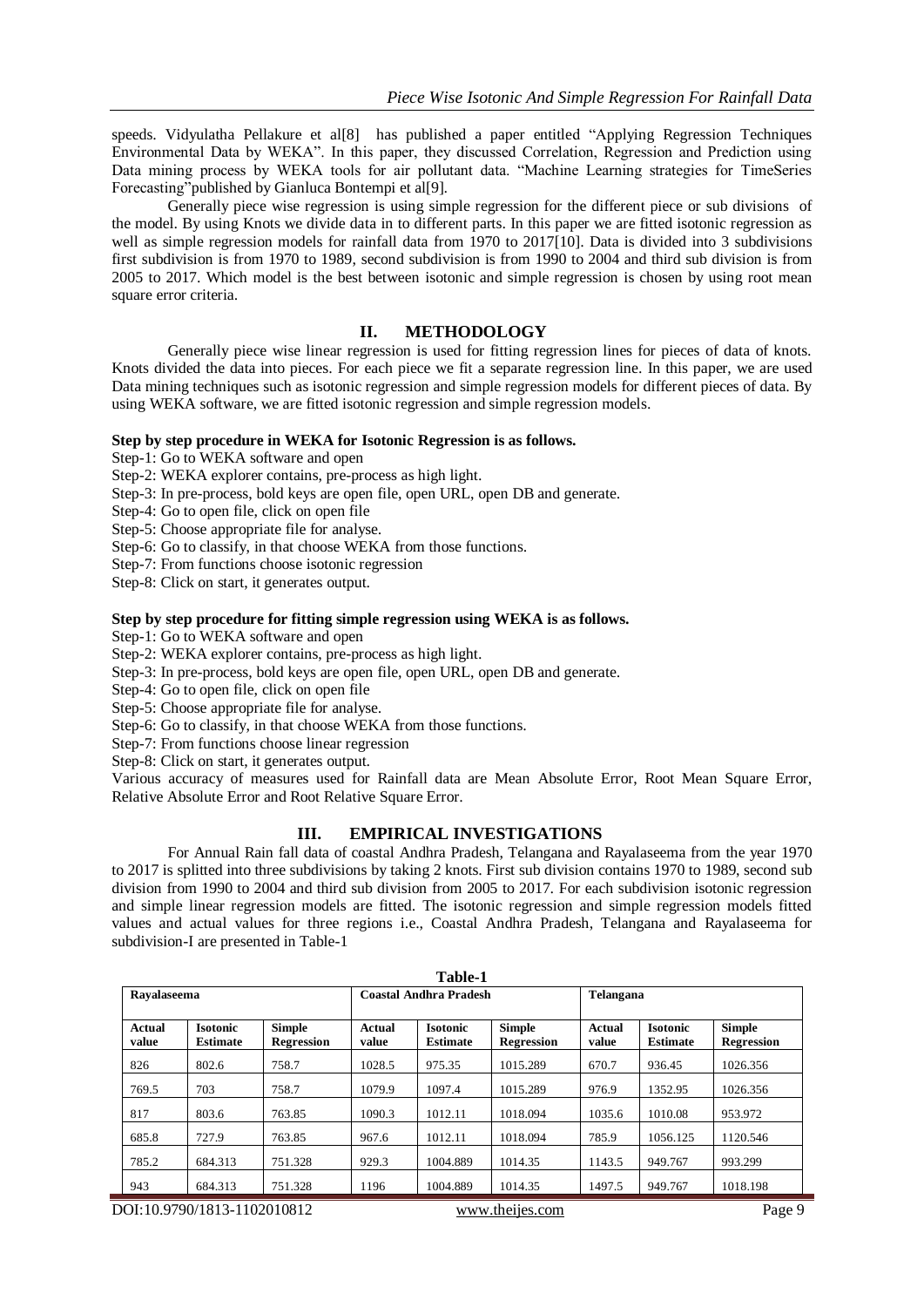speeds. Vidyulatha Pellakure et al[8] has published a paper entitled "Applying Regression Techniques Environmental Data by WEKA". In this paper, they discussed Correlation, Regression and Prediction using Data mining process by WEKA tools for air pollutant data. "Machine Learning strategies for TimeSeries Forecasting"published by Gianluca Bontempi et al[9].

Generally piece wise regression is using simple regression for the different piece or sub divisions of the model. By using Knots we divide data in to different parts. In this paper we are fitted isotonic regression as well as simple regression models for rainfall data from 1970 to 2017[10]. Data is divided into 3 subdivisions first subdivision is from 1970 to 1989, second subdivision is from 1990 to 2004 and third sub division is from 2005 to 2017. Which model is the best between isotonic and simple regression is chosen by using root mean square error criteria.

## II. METHODOLOGY

Generally piece wise linear regression is used for fitting regression lines for pieces of data of knots. Knots divided the data into pieces. For each piece we fit a separate regression line. In this paper, we are used Data mining techniques such as isotonic regression and simple regression models for different pieces of data. By using WEKA software, we are fitted isotonic regression and simple regression models.

**Step by step procedure in WEKA for Isotonic Regression is as follows.**

Step-1: Go to WEKA software and open
Step-2: WEKA explorer contains, pre-process as high light.
Step-3: In pre-process, bold keys are open file, open URL, open DB and generate.
Step-4: Go to open file, click on open file
Step-5: Choose appropriate file for analyse.
Step-6: Go to classify, in that choose WEKA from those functions.
Step-7: From functions choose isotonic regression
Step-8: Click on start, it generates output.

**Step by step procedure for fitting simple regression using WEKA is as follows.**

Step-1: Go to WEKA software and open
Step-2: WEKA explorer contains, pre-process as high light.
Step-3: In pre-process, bold keys are open file, open URL, open DB and generate.
Step-4: Go to open file, click on open file
Step-5: Choose appropriate file for analyse.
Step-6: Go to classify, in that choose WEKA from those functions.
Step-7: From functions choose linear regression
Step-8: Click on start, it generates output.

Various accuracy of measures used for Rainfall data are Mean Absolute Error, Root Mean Square Error, Relative Absolute Error and Root Relative Square Error.

## III. EMPIRICAL INVESTIGATIONS

For Annual Rain fall data of coastal Andhra Pradesh, Telangana and Rayalaseema from the year 1970 to 2017 is splitted into three subdivisions by taking 2 knots. First sub division contains 1970 to 1989, second sub division from 1990 to 2004 and third sub division from 2005 to 2017. For each subdivision isotonic regression and simple linear regression models are fitted. The isotonic regression and simple regression models fitted values and actual values for three regions i.e., Coastal Andhra Pradesh, Telangana and Rayalaseema for subdivision-I are presented in Table-1

**Table-1**

| Rayalaseema | | | Coastal Andhra Pradesh | | | Telangana | | |
|---|---|---|---|---|---|---|---|---|
| **Actual value** | **Isotonic Estimate** | **Simple Regression** | **Actual value** | **Isotonic Estimate** | **Simple Regression** | **Actual value** | **Isotonic Estimate** | **Simple Regression** |
| 826 | 802.6 | 758.7 | 1028.5 | 975.35 | 1015.289 | 670.7 | 936.45 | 1026.356 |
| 769.5 | 703 | 758.7 | 1079.9 | 1097.4 | 1015.289 | 976.9 | 1352.95 | 1026.356 |
| 817 | 803.6 | 763.85 | 1090.3 | 1012.11 | 1018.094 | 1035.6 | 1010.08 | 953.972 |
| 685.8 | 727.9 | 763.85 | 967.6 | 1012.11 | 1018.094 | 785.9 | 1056.125 | 1120.546 |
| 785.2 | 684.313 | 751.328 | 929.3 | 1004.889 | 1014.35 | 1143.5 | 949.767 | 993.299 |
| 943 | 684.313 | 751.328 | 1196 | 1004.889 | 1014.35 | 1497.5 | 949.767 | 1018.198 |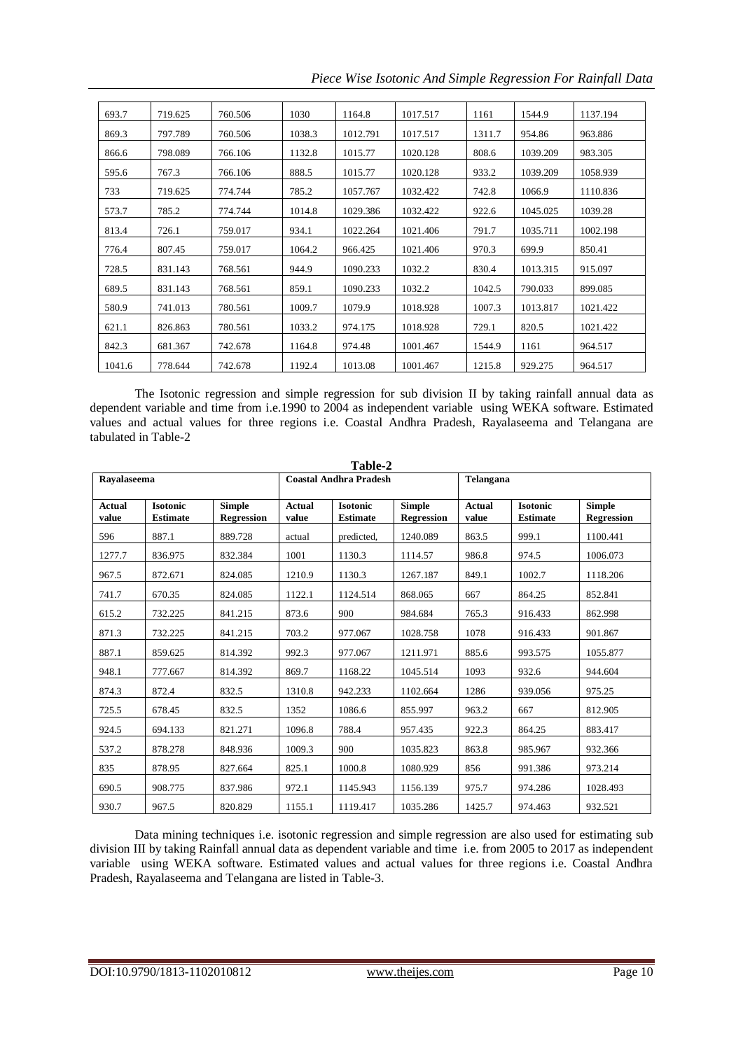| 693.7 | 719.625 | 760.506 | 1030 | 1164.8 | 1017.517 | 1161 | 1544.9 | 1137.194 |
|---|---|---|---|---|---|---|---|---|
| 869.3 | 797.789 | 760.506 | 1038.3 | 1012.791 | 1017.517 | 1311.7 | 954.86 | 963.886 |
| 866.6 | 798.089 | 766.106 | 1132.8 | 1015.77 | 1020.128 | 808.6 | 1039.209 | 983.305 |
| 595.6 | 767.3 | 766.106 | 888.5 | 1015.77 | 1020.128 | 933.2 | 1039.209 | 1058.939 |
| 733 | 719.625 | 774.744 | 785.2 | 1057.767 | 1032.422 | 742.8 | 1066.9 | 1110.836 |
| 573.7 | 785.2 | 774.744 | 1014.8 | 1029.386 | 1032.422 | 922.6 | 1045.025 | 1039.28 |
| 813.4 | 726.1 | 759.017 | 934.1 | 1022.264 | 1021.406 | 791.7 | 1035.711 | 1002.198 |
| 776.4 | 807.45 | 759.017 | 1064.2 | 966.425 | 1021.406 | 970.3 | 699.9 | 850.41 |
| 728.5 | 831.143 | 768.561 | 944.9 | 1090.233 | 1032.2 | 830.4 | 1013.315 | 915.097 |
| 689.5 | 831.143 | 768.561 | 859.1 | 1090.233 | 1032.2 | 1042.5 | 790.033 | 899.085 |
| 580.9 | 741.013 | 780.561 | 1009.7 | 1079.9 | 1018.928 | 1007.3 | 1013.817 | 1021.422 |
| 621.1 | 826.863 | 780.561 | 1033.2 | 974.175 | 1018.928 | 729.1 | 820.5 | 1021.422 |
| 842.3 | 681.367 | 742.678 | 1164.8 | 974.48 | 1001.467 | 1544.9 | 1161 | 964.517 |
| 1041.6 | 778.644 | 742.678 | 1192.4 | 1013.08 | 1001.467 | 1215.8 | 929.275 | 964.517 |

The Isotonic regression and simple regression for sub division II by taking rainfall annual data as dependent variable and time from i.e.1990 to 2004 as independent variable using WEKA software. Estimated values and actual values for three regions i.e. Coastal Andhra Pradesh, Rayalaseema and Telangana are tabulated in Table-2

**Table-2**

| Rayalaseema | | | Coastal Andhra Pradesh | | | Telangana | | |
|---|---|---|---|---|---|---|---|---|
| **Actual value** | **Isotonic Estimate** | **Simple Regression** | **Actual value** | **Isotonic Estimate** | **Simple Regression** | **Actual value** | **Isotonic Estimate** | **Simple Regression** |
| 596 | 887.1 | 889.728 | actual | predicted, | 1240.089 | 863.5 | 999.1 | 1100.441 |
| 1277.7 | 836.975 | 832.384 | 1001 | 1130.3 | 1114.57 | 986.8 | 974.5 | 1006.073 |
| 967.5 | 872.671 | 824.085 | 1210.9 | 1130.3 | 1267.187 | 849.1 | 1002.7 | 1118.206 |
| 741.7 | 670.35 | 824.085 | 1122.1 | 1124.514 | 868.065 | 667 | 864.25 | 852.841 |
| 615.2 | 732.225 | 841.215 | 873.6 | 900 | 984.684 | 765.3 | 916.433 | 862.998 |
| 871.3 | 732.225 | 841.215 | 703.2 | 977.067 | 1028.758 | 1078 | 916.433 | 901.867 |
| 887.1 | 859.625 | 814.392 | 992.3 | 977.067 | 1211.971 | 885.6 | 993.575 | 1055.877 |
| 948.1 | 777.667 | 814.392 | 869.7 | 1168.22 | 1045.514 | 1093 | 932.6 | 944.604 |
| 874.3 | 872.4 | 832.5 | 1310.8 | 942.233 | 1102.664 | 1286 | 939.056 | 975.25 |
| 725.5 | 678.45 | 832.5 | 1352 | 1086.6 | 855.997 | 963.2 | 667 | 812.905 |
| 924.5 | 694.133 | 821.271 | 1096.8 | 788.4 | 957.435 | 922.3 | 864.25 | 883.417 |
| 537.2 | 878.278 | 848.936 | 1009.3 | 900 | 1035.823 | 863.8 | 985.967 | 932.366 |
| 835 | 878.95 | 827.664 | 825.1 | 1000.8 | 1080.929 | 856 | 991.386 | 973.214 |
| 690.5 | 908.775 | 837.986 | 972.1 | 1145.943 | 1156.139 | 975.7 | 974.286 | 1028.493 |
| 930.7 | 967.5 | 820.829 | 1155.1 | 1119.417 | 1035.286 | 1425.7 | 974.463 | 932.521 |

Data mining techniques i.e. isotonic regression and simple regression are also used for estimating sub division III by taking Rainfall annual data as dependent variable and time i.e. from 2005 to 2017 as independent variable using WEKA software. Estimated values and actual values for three regions i.e. Coastal Andhra Pradesh, Rayalaseema and Telangana are listed in Table-3.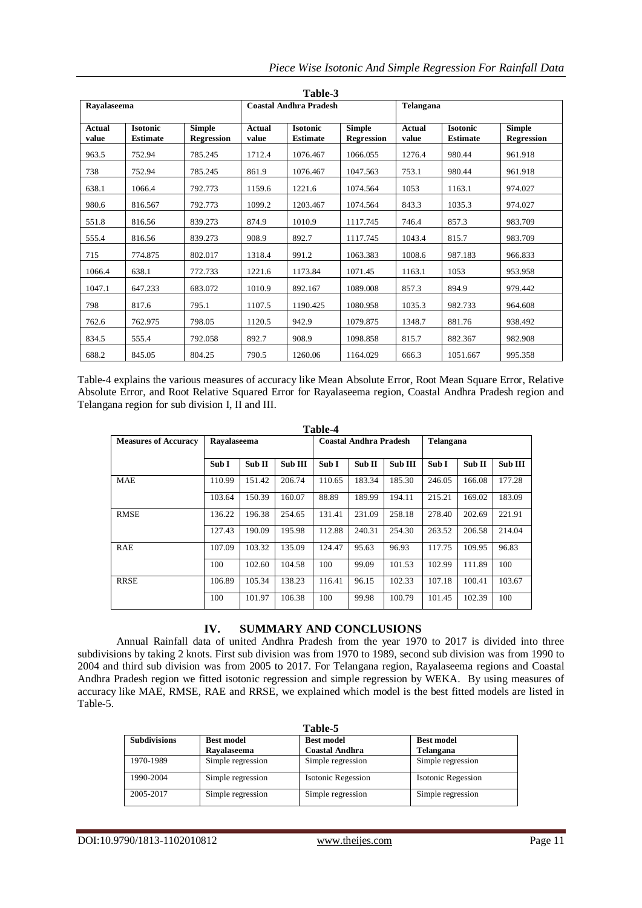**Table-3**

| Rayalaseema | | | Coastal Andhra Pradesh | | | Telangana | | |
|---|---|---|---|---|---|---|---|---|
| **Actual value** | **Isotonic Estimate** | **Simple Regression** | **Actual value** | **Isotonic Estimate** | **Simple Regression** | **Actual value** | **Isotonic Estimate** | **Simple Regression** |
| 963.5 | 752.94 | 785.245 | 1712.4 | 1076.467 | 1066.055 | 1276.4 | 980.44 | 961.918 |
| 738 | 752.94 | 785.245 | 861.9 | 1076.467 | 1047.563 | 753.1 | 980.44 | 961.918 |
| 638.1 | 1066.4 | 792.773 | 1159.6 | 1221.6 | 1074.564 | 1053 | 1163.1 | 974.027 |
| 980.6 | 816.567 | 792.773 | 1099.2 | 1203.467 | 1074.564 | 843.3 | 1035.3 | 974.027 |
| 551.8 | 816.56 | 839.273 | 874.9 | 1010.9 | 1117.745 | 746.4 | 857.3 | 983.709 |
| 555.4 | 816.56 | 839.273 | 908.9 | 892.7 | 1117.745 | 1043.4 | 815.7 | 983.709 |
| 715 | 774.875 | 802.017 | 1318.4 | 991.2 | 1063.383 | 1008.6 | 987.183 | 966.833 |
| 1066.4 | 638.1 | 772.733 | 1221.6 | 1173.84 | 1071.45 | 1163.1 | 1053 | 953.958 |
| 1047.1 | 647.233 | 683.072 | 1010.9 | 892.167 | 1089.008 | 857.3 | 894.9 | 979.442 |
| 798 | 817.6 | 795.1 | 1107.5 | 1190.425 | 1080.958 | 1035.3 | 982.733 | 964.608 |
| 762.6 | 762.975 | 798.05 | 1120.5 | 942.9 | 1079.875 | 1348.7 | 881.76 | 938.492 |
| 834.5 | 555.4 | 792.058 | 892.7 | 908.9 | 1098.858 | 815.7 | 882.367 | 982.908 |
| 688.2 | 845.05 | 804.25 | 790.5 | 1260.06 | 1164.029 | 666.3 | 1051.667 | 995.358 |

Table-4 explains the various measures of accuracy like Mean Absolute Error, Root Mean Square Error, Relative Absolute Error, and Root Relative Squared Error for Rayalaseema region, Coastal Andhra Pradesh region and Telangana region for sub division I, II and III.

**Table-4**

| Measures of Accuracy | Rayalaseema | | | Coastal Andhra Pradesh | | | Telangana | | |
|---|---|---|---|---|---|---|---|---|---|
| | **Sub I** | **Sub II** | **Sub III** | **Sub I** | **Sub II** | **Sub III** | **Sub I** | **Sub II** | **Sub III** |
| MAE | 110.99 | 151.42 | 206.74 | 110.65 | 183.34 | 185.30 | 246.05 | 166.08 | 177.28 |
| | 103.64 | 150.39 | 160.07 | 88.89 | 189.99 | 194.11 | 215.21 | 169.02 | 183.09 |
| RMSE | 136.22 | 196.38 | 254.65 | 131.41 | 231.09 | 258.18 | 278.40 | 202.69 | 221.91 |
| | 127.43 | 190.09 | 195.98 | 112.88 | 240.31 | 254.30 | 263.52 | 206.58 | 214.04 |
| RAE | 107.09 | 103.32 | 135.09 | 124.47 | 95.63 | 96.93 | 117.75 | 109.95 | 96.83 |
| | 100 | 102.60 | 104.58 | 100 | 99.09 | 101.53 | 102.99 | 111.89 | 100 |
| RRSE | 106.89 | 105.34 | 138.23 | 116.41 | 96.15 | 102.33 | 107.18 | 100.41 | 103.67 |
| | 100 | 101.97 | 106.38 | 100 | 99.98 | 100.79 | 101.45 | 102.39 | 100 |

## IV. SUMMARY AND CONCLUSIONS

Annual Rainfall data of united Andhra Pradesh from the year 1970 to 2017 is divided into three subdivisions by taking 2 knots. First sub division was from 1970 to 1989, second sub division was from 1990 to 2004 and third sub division was from 2005 to 2017. For Telangana region, Rayalaseema regions and Coastal Andhra Pradesh region we fitted isotonic regression and simple regression by WEKA. By using measures of accuracy like MAE, RMSE, RAE and RRSE, we explained which model is the best fitted models are listed in Table-5.

**Table-5**

| Subdivisions | Best model Rayalaseema | Best model Coastal Andhra | Best model Telangana |
|---|---|---|---|
| 1970-1989 | Simple regression | Simple regression | Simple regression |
| 1990-2004 | Simple regression | Isotonic Regession | Isotonic Regession |
| 2005-2017 | Simple regression | Simple regression | Simple regression |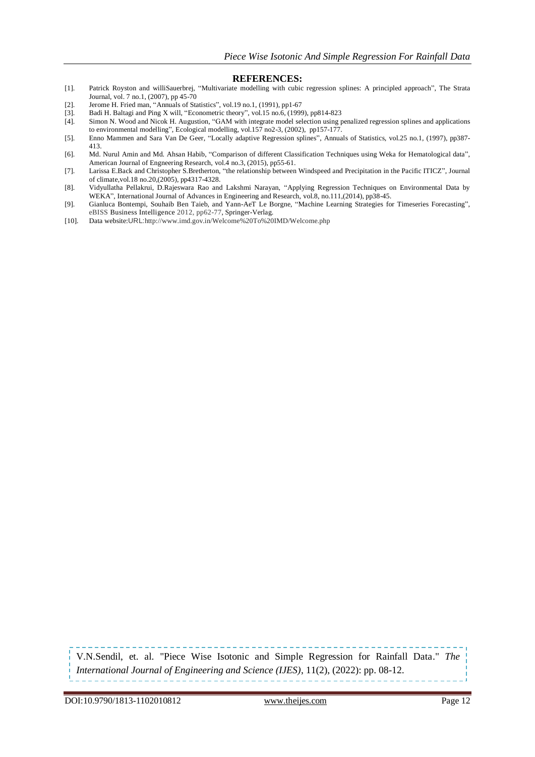## REFERENCES:

[1]. Patrick Royston and williSauerbrej, "Multivariate modelling with cubic regression splines: A principled approach", The Strata Journal, vol. 7 no.1, (2007), pp 45-70

[2]. Jerome H. Fried man, "Annuals of Statistics", vol.19 no.1, (1991), pp1-67

[3]. Badi H. Baltagi and Ping X will, "Econometric theory", vol.15 no.6, (1999), pp814-823

[4]. Simon N. Wood and Nicok H. Augustion, "GAM with integrate model selection using penalized regression splines and applications to environmental modelling", Ecological modelling, vol.157 no2-3, (2002), pp157-177.

[5]. Enno Mammen and Sara Van De Geer, "Locally adaptive Regression splines", Annuals of Statistics, vol.25 no.1, (1997), pp387-413.

[6]. Md. Nurul Amin and Md. Ahsan Habib, "Comparison of different Classification Techniques using Weka for Hematological data", American Journal of Engneering Research, vol.4 no.3, (2015), pp55-61.

[7]. Larissa E.Back and Christopher S.Bretherton, "the relationship between Windspeed and Precipitation in the Pacific ITICZ", Journal of climate,vol.18 no.20,(2005), pp4317-4328.

[8]. Vidyullatha Pellakrui, D.Rajeswara Rao and Lakshmi Narayan, "Applying Regression Techniques on Environmental Data by WEKA", International Journal of Advances in Engineering and Research, vol.8, no.111,(2014), pp38-45.

[9]. Gianluca Bontempi, Souhaib Ben Taieb, and Yann-AeT Le Borgne, "Machine Learning Strategies for Timeseries Forecasting", eBISS Business Intelligence 2012, pp62-77, Springer-Verlag.

[10]. Data website:URL:http://www.imd.gov.in/Welcome%20To%20IMD/Welcome.php

V.N.Sendil, et. al. "Piece Wise Isotonic and Simple Regression for Rainfall Data." *The International Journal of Engineering and Science (IJES)*, 11(2), (2022): pp. 08-12.